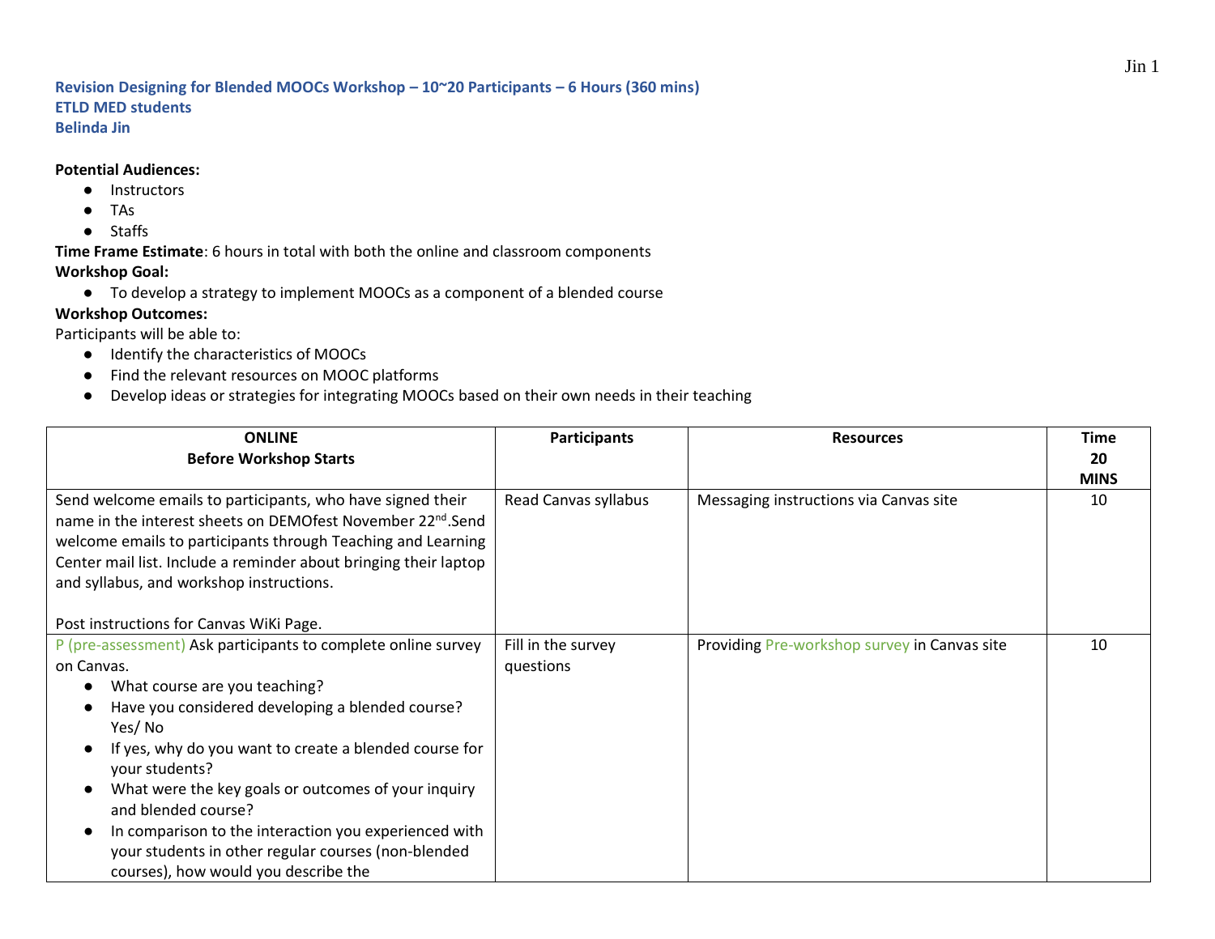**Revision Designing for Blended MOOCs Workshop – 10~20 Participants – 6 Hours (360 mins)**
**ETLD MED students**
**Belinda Jin**

**Potential Audiences:**

- Instructors
- TAs
- Staffs

**Time Frame Estimate**: 6 hours in total with both the online and classroom components

**Workshop Goal:**

- To develop a strategy to implement MOOCs as a component of a blended course

**Workshop Outcomes:**

Participants will be able to:

- Identify the characteristics of MOOCs
- Find the relevant resources on MOOC platforms
- Develop ideas or strategies for integrating MOOCs based on their own needs in their teaching

| **ONLINE**<br>**Before Workshop Starts** | **Participants** | **Resources** | **Time**<br>**20**<br>**MINS** |
|---|---|---|---|
| Send welcome emails to participants, who have signed their name in the interest sheets on DEMOfest November 22nd.Send welcome emails to participants through Teaching and Learning Center mail list. Include a reminder about bringing their laptop and syllabus, and workshop instructions.<br><br>Post instructions for Canvas WiKi Page. | Read Canvas syllabus | Messaging instructions via Canvas site | 10 |
| P (pre-assessment) Ask participants to complete online survey on Canvas.<br>• What course are you teaching?<br>• Have you considered developing a blended course? Yes/ No<br>• If yes, why do you want to create a blended course for your students?<br>• What were the key goals or outcomes of your inquiry and blended course?<br>• In comparison to the interaction you experienced with your students in other regular courses (non-blended courses), how would you describe the | Fill in the survey questions | Providing Pre-workshop survey in Canvas site | 10 |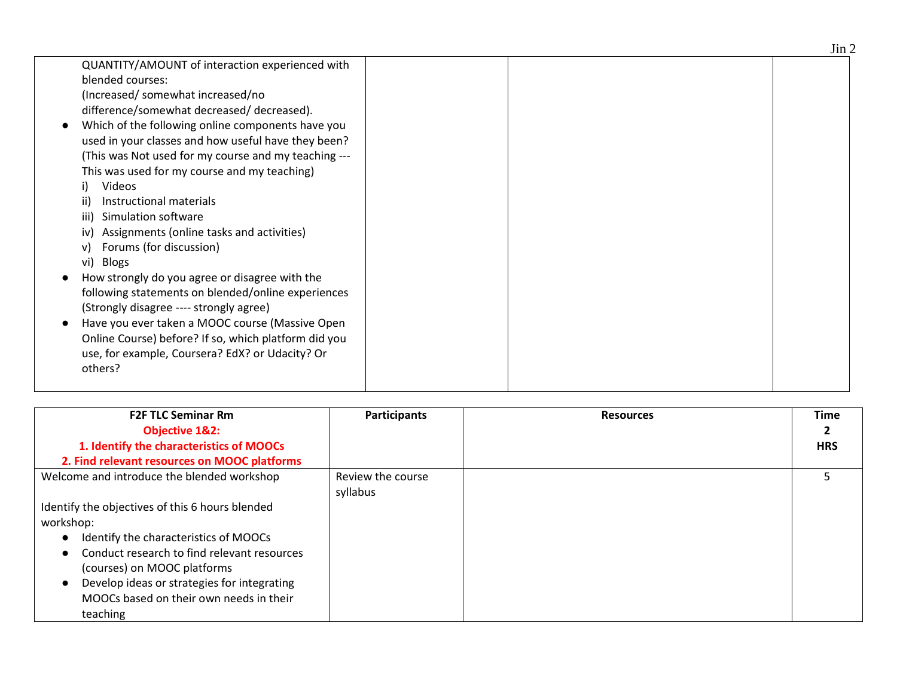| | | | |
|---|---|---|---|
| QUANTITY/AMOUNT of interaction experienced with blended courses: (Increased/ somewhat increased/no difference/somewhat decreased/ decreased).<br>● Which of the following online components have you used in your classes and how useful have they been? (This was Not used for my course and my teaching --- This was used for my course and my teaching)<br>i) Videos<br>ii) Instructional materials<br>iii) Simulation software<br>iv) Assignments (online tasks and activities)<br>v) Forums (for discussion)<br>vi) Blogs<br>● How strongly do you agree or disagree with the following statements on blended/online experiences (Strongly disagree ---- strongly agree)<br>● Have you ever taken a MOOC course (Massive Open Online Course) before? If so, which platform did you use, for example, Coursera? EdX? or Udacity? Or others? | | | |

| **F2F TLC Seminar Rm**<br>**Objective 1&2:**<br>**1. Identify the characteristics of MOOCs**<br>**2. Find relevant resources on MOOC platforms** | **Participants** | **Resources** | **Time**<br>**2**<br>**HRS** |
|---|---|---|---|
| Welcome and introduce the blended workshop<br><br>Identify the objectives of this 6 hours blended workshop:<br>● Identify the characteristics of MOOCs<br>● Conduct research to find relevant resources (courses) on MOOC platforms<br>● Develop ideas or strategies for integrating MOOCs based on their own needs in their teaching | Review the course syllabus | | 5 |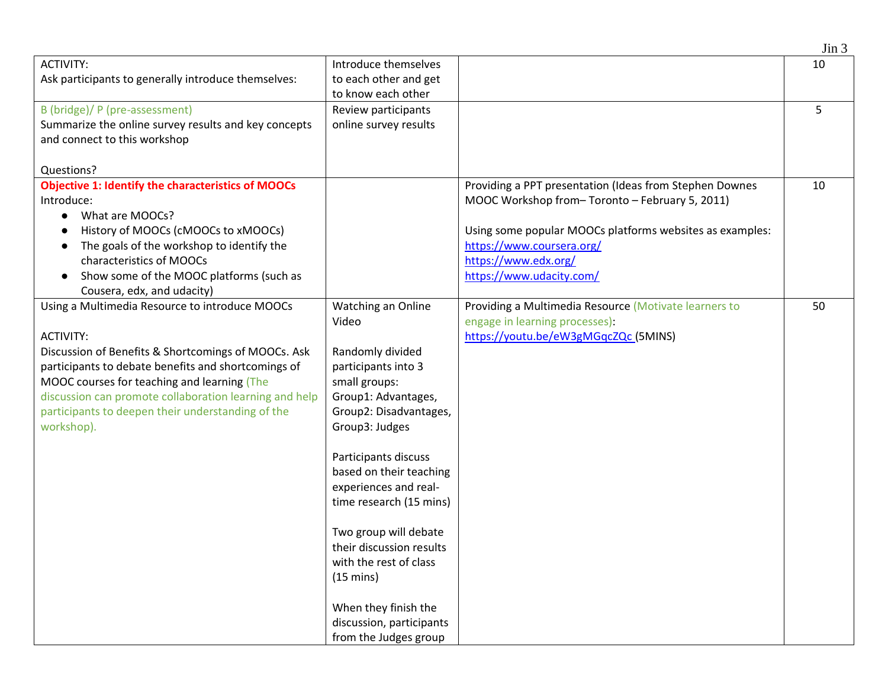| ACTIVITY:<br>Ask participants to generally introduce themselves: | Introduce themselves to each other and get to know each other | | 10 |
|---|---|---|---|
| B (bridge)/ P (pre-assessment)<br>Summarize the online survey results and key concepts and connect to this workshop<br><br>Questions? | Review participants online survey results | | 5 |
| **Objective 1: Identify the characteristics of MOOCs**<br>Introduce:<br>● What are MOOCs?<br>● History of MOOCs (cMOOCs to xMOOCs)<br>● The goals of the workshop to identify the characteristics of MOOCs<br>● Show some of the MOOC platforms (such as Cousera, edx, and udacity) | | Providing a PPT presentation (Ideas from Stephen Downes MOOC Workshop from– Toronto – February 5, 2011)<br><br>Using some popular MOOCs platforms websites as examples:<br>https://www.coursera.org/<br>https://www.edx.org/<br>https://www.udacity.com/ | 10 |
| Using a Multimedia Resource to introduce MOOCs<br><br>ACTIVITY:<br>Discussion of Benefits & Shortcomings of MOOCs. Ask participants to debate benefits and shortcomings of MOOC courses for teaching and learning (The discussion can promote collaboration learning and help participants to deepen their understanding of the workshop). | Watching an Online Video<br><br>Randomly divided participants into 3 small groups:<br>Group1: Advantages,<br>Group2: Disadvantages,<br>Group3: Judges<br><br>Participants discuss based on their teaching experiences and real-time research (15 mins)<br><br>Two group will debate their discussion results with the rest of class (15 mins)<br><br>When they finish the discussion, participants from the Judges group | Providing a Multimedia Resource (Motivate learners to engage in learning processes):<br>https://youtu.be/eW3gMGqcZQc (5MINS) | 50 |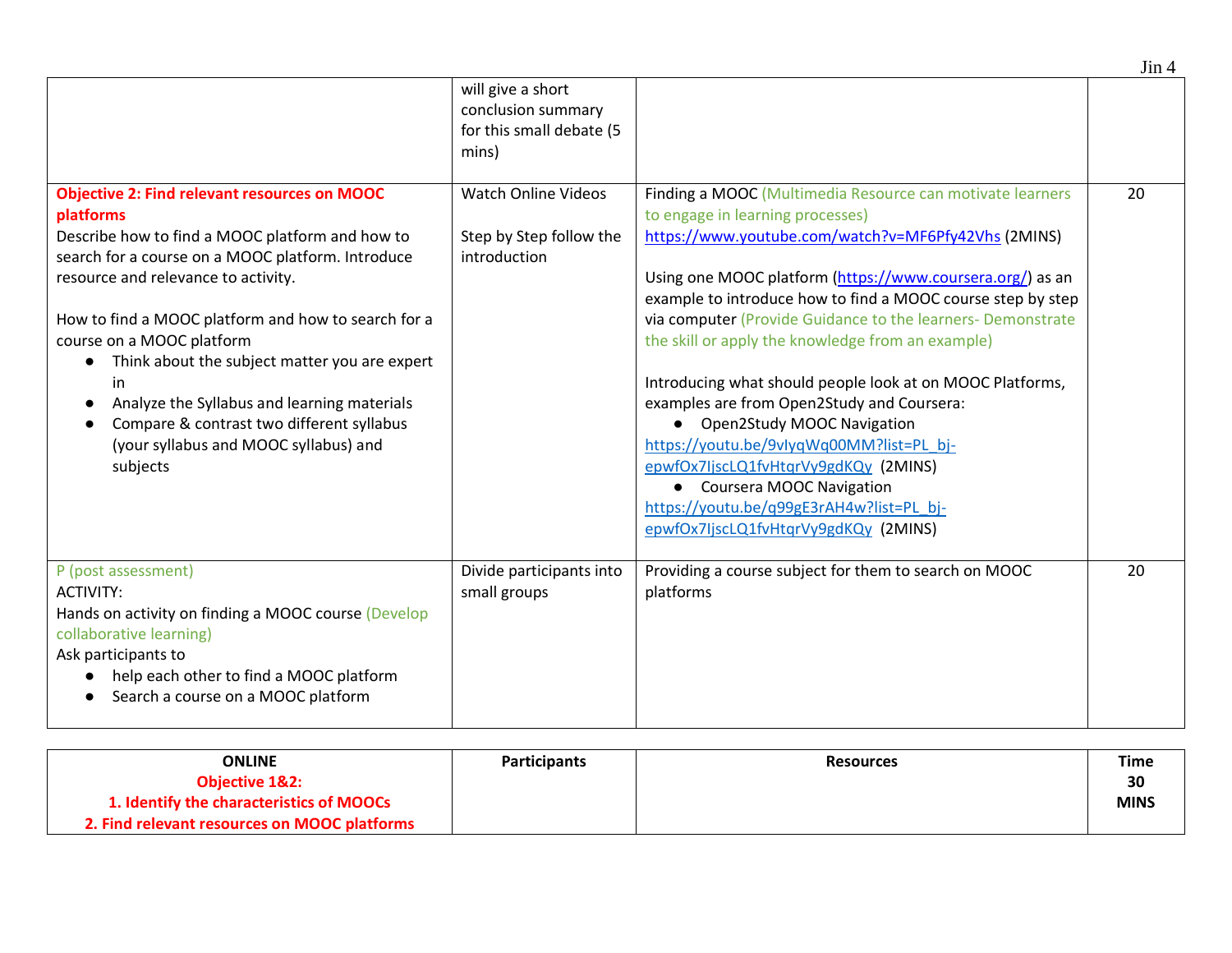| | | | |
|---|---|---|---|
| | will give a short conclusion summary for this small debate (5 mins) | | |
| **Objective 2: Find relevant resources on MOOC platforms**<br>Describe how to find a MOOC platform and how to search for a course on a MOOC platform. Introduce resource and relevance to activity.<br><br>How to find a MOOC platform and how to search for a course on a MOOC platform<br>● Think about the subject matter you are expert in<br>● Analyze the Syllabus and learning materials<br>● Compare & contrast two different syllabus (your syllabus and MOOC syllabus) and subjects | Watch Online Videos<br><br>Step by Step follow the introduction | Finding a MOOC (Multimedia Resource can motivate learners to engage in learning processes)<br>https://www.youtube.com/watch?v=MF6Pfy42Vhs (2MINS)<br><br>Using one MOOC platform (https://www.coursera.org/) as an example to introduce how to find a MOOC course step by step via computer (Provide Guidance to the learners- Demonstrate the skill or apply the knowledge from an example)<br><br>Introducing what should people look at on MOOC Platforms, examples are from Open2Study and Coursera:<br>● Open2Study MOOC Navigation<br>https://youtu.be/9vIyqWq00MM?list=PL_bj-epwfOx7IjscLQ1fvHtqrVy9gdKQy (2MINS)<br>● Coursera MOOC Navigation<br>https://youtu.be/q99gE3rAH4w?list=PL_bj-epwfOx7IjscLQ1fvHtqrVy9gdKQy (2MINS) | 20 |
| P (post assessment)<br>ACTIVITY:<br>Hands on activity on finding a MOOC course (Develop collaborative learning)<br>Ask participants to<br>● help each other to find a MOOC platform<br>● Search a course on a MOOC platform | Divide participants into small groups | Providing a course subject for them to search on MOOC platforms | 20 |

| **ONLINE**<br>**Objective 1&2:**<br>**1. Identify the characteristics of MOOCs**<br>**2. Find relevant resources on MOOC platforms** | **Participants** | **Resources** | **Time**<br>**30**<br>**MINS** |
|---|---|---|---|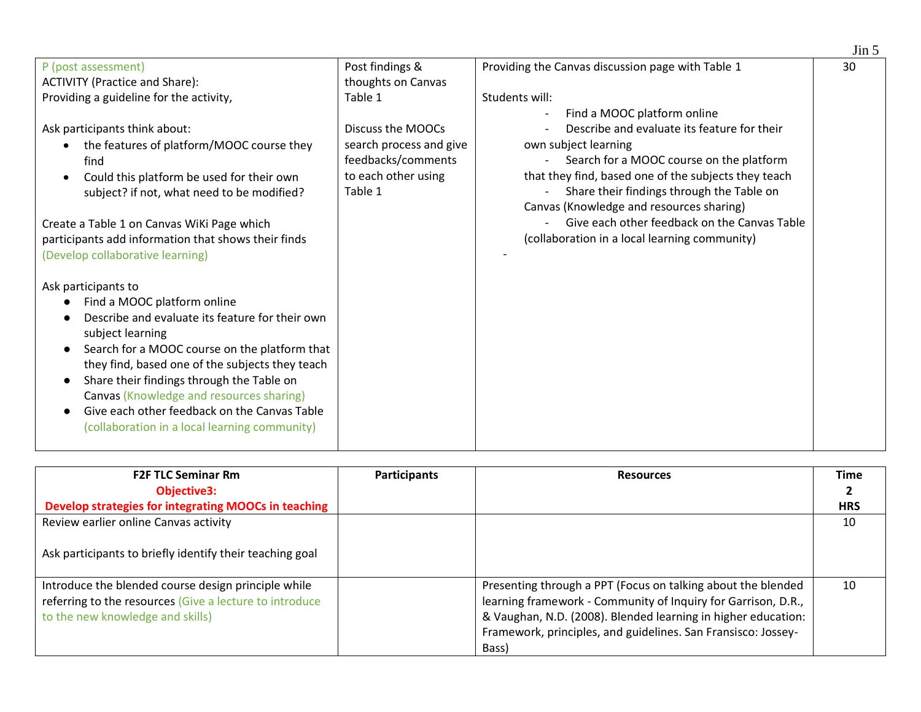| P (post assessment)<br>ACTIVITY (Practice and Share):<br>Providing a guideline for the activity,<br><br>Ask participants think about:<br>• the features of platform/MOOC course they find<br>• Could this platform be used for their own subject? if not, what need to be modified?<br><br>Create a Table 1 on Canvas WiKi Page which participants add information that shows their finds (Develop collaborative learning)<br><br>Ask participants to<br>● Find a MOOC platform online<br>● Describe and evaluate its feature for their own subject learning<br>● Search for a MOOC course on the platform that they find, based one of the subjects they teach<br>● Share their findings through the Table on Canvas (Knowledge and resources sharing)<br>● Give each other feedback on the Canvas Table (collaboration in a local learning community) | Post findings & thoughts on Canvas Table 1<br><br>Discuss the MOOCs search process and give feedbacks/comments to each other using Table 1 | Providing the Canvas discussion page with Table 1<br><br>Students will:<br>- Find a MOOC platform online<br>- Describe and evaluate its feature for their own subject learning<br>- Search for a MOOC course on the platform that they find, based one of the subjects they teach<br>- Share their findings through the Table on Canvas (Knowledge and resources sharing)<br>- Give each other feedback on the Canvas Table (collaboration in a local learning community)<br>- | 30 |
|---|---|---|---|

| **F2F TLC Seminar Rm**<br>**Objective3:**<br>**Develop strategies for integrating MOOCs in teaching** | **Participants** | **Resources** | **Time**<br>**2**<br>**HRS** |
|---|---|---|---|
| Review earlier online Canvas activity<br><br>Ask participants to briefly identify their teaching goal | | | 10 |
| Introduce the blended course design principle while referring to the resources (Give a lecture to introduce to the new knowledge and skills) | | Presenting through a PPT (Focus on talking about the blended learning framework - Community of Inquiry for Garrison, D.R., & Vaughan, N.D. (2008). Blended learning in higher education: Framework, principles, and guidelines. San Fransisco: Jossey-Bass) | 10 |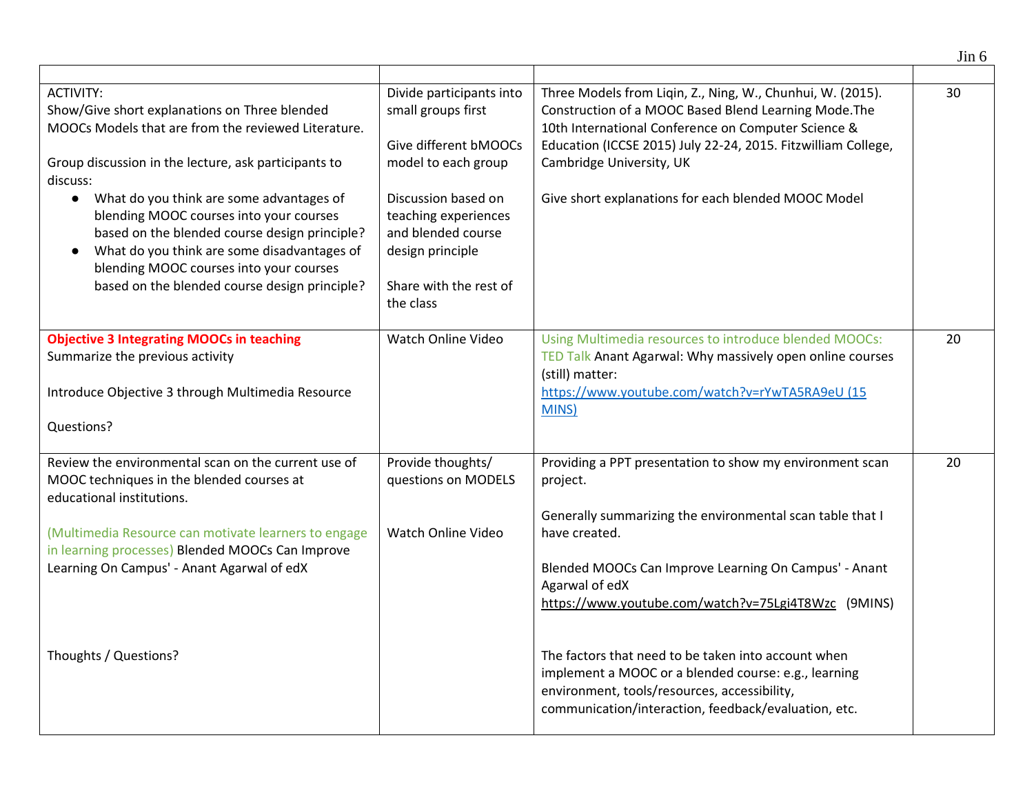| | | | |
|---|---|---|---|
| ACTIVITY:<br>Show/Give short explanations on Three blended MOOCs Models that are from the reviewed Literature.<br><br>Group discussion in the lecture, ask participants to discuss:<br>• What do you think are some advantages of blending MOOC courses into your courses based on the blended course design principle?<br>• What do you think are some disadvantages of blending MOOC courses into your courses based on the blended course design principle? | Divide participants into small groups first<br><br>Give different bMOOCs model to each group<br><br>Discussion based on teaching experiences and blended course design principle<br><br>Share with the rest of the class | Three Models from Liqin, Z., Ning, W., Chunhui, W. (2015). Construction of a MOOC Based Blend Learning Mode.The 10th International Conference on Computer Science & Education (ICCSE 2015) July 22-24, 2015. Fitzwilliam College, Cambridge University, UK<br><br>Give short explanations for each blended MOOC Model | 30 |
| **Objective 3 Integrating MOOCs in teaching**<br>Summarize the previous activity<br><br>Introduce Objective 3 through Multimedia Resource<br><br>Questions? | Watch Online Video | Using Multimedia resources to introduce blended MOOCs: TED Talk Anant Agarwal: Why massively open online courses (still) matter:<br>https://www.youtube.com/watch?v=rYwTA5RA9eU (15 MINS) | 20 |
| Review the environmental scan on the current use of MOOC techniques in the blended courses at educational institutions.<br><br>(Multimedia Resource can motivate learners to engage in learning processes) Blended MOOCs Can Improve Learning On Campus' - Anant Agarwal of edX<br><br>Thoughts / Questions? | Provide thoughts/ questions on MODELS<br><br>Watch Online Video | Providing a PPT presentation to show my environment scan project.<br><br>Generally summarizing the environmental scan table that I have created.<br><br>Blended MOOCs Can Improve Learning On Campus' - Anant Agarwal of edX<br>https://www.youtube.com/watch?v=75Lgi4T8Wzc (9MINS)<br><br>The factors that need to be taken into account when implement a MOOC or a blended course: e.g., learning environment, tools/resources, accessibility, communication/interaction, feedback/evaluation, etc. | 20 |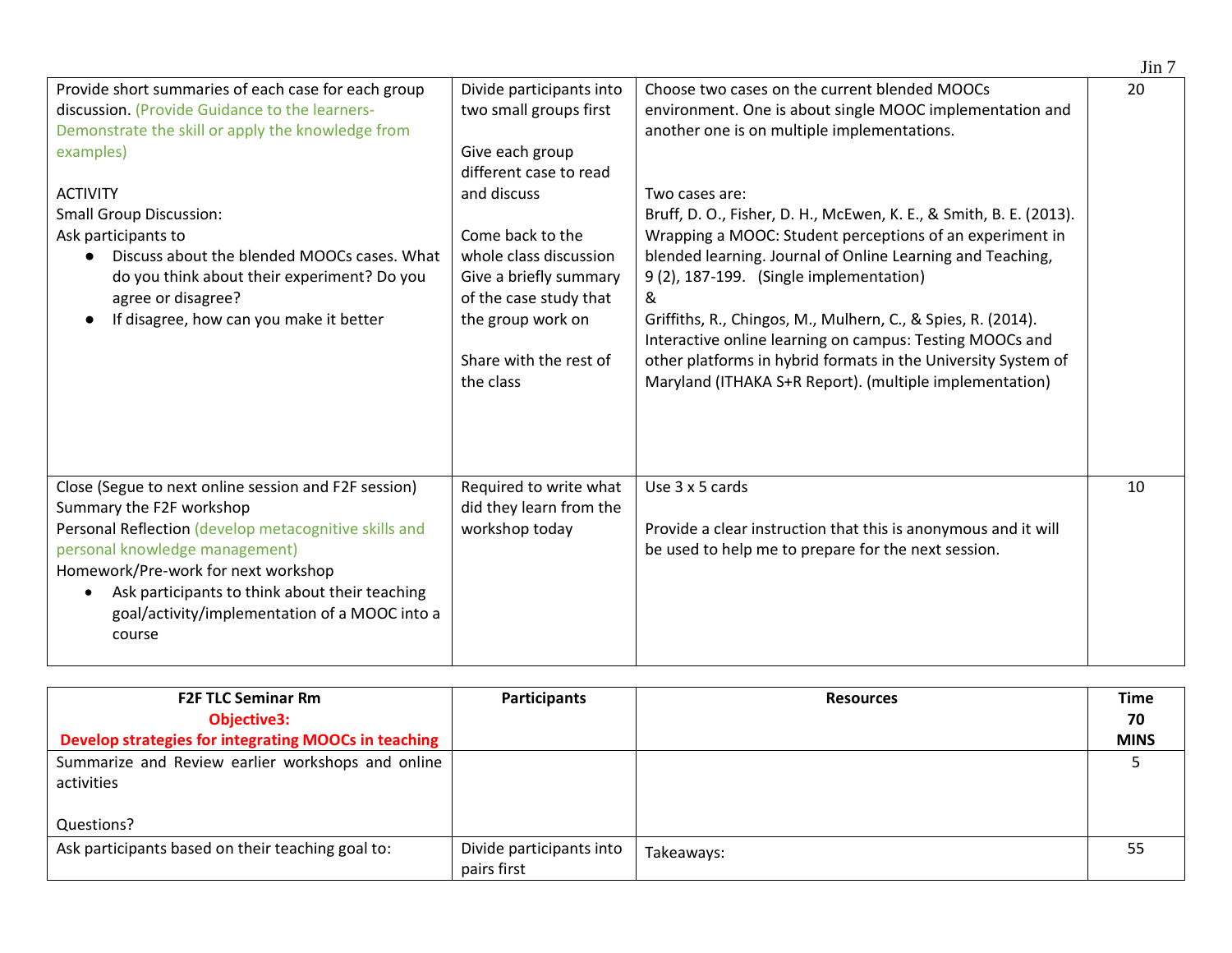| | | | |
|---|---|---|---|
| Provide short summaries of each case for each group discussion. (Provide Guidance to the learners- Demonstrate the skill or apply the knowledge from examples)<br><br>ACTIVITY<br>Small Group Discussion:<br>Ask participants to<br>● Discuss about the blended MOOCs cases. What do you think about their experiment? Do you agree or disagree?<br>● If disagree, how can you make it better | Divide participants into two small groups first<br><br>Give each group different case to read and discuss<br><br>Come back to the whole class discussion Give a briefly summary of the case study that the group work on<br><br>Share with the rest of the class | Choose two cases on the current blended MOOCs environment. One is about single MOOC implementation and another one is on multiple implementations.<br><br>Two cases are:<br>Bruff, D. O., Fisher, D. H., McEwen, K. E., & Smith, B. E. (2013). Wrapping a MOOC: Student perceptions of an experiment in blended learning. Journal of Online Learning and Teaching, 9 (2), 187-199. (Single implementation)<br>&<br>Griffiths, R., Chingos, M., Mulhern, C., & Spies, R. (2014). Interactive online learning on campus: Testing MOOCs and other platforms in hybrid formats in the University System of Maryland (ITHAKA S+R Report). (multiple implementation) | 20 |
| Close (Segue to next online session and F2F session)<br>Summary the F2F workshop<br>Personal Reflection (develop metacognitive skills and personal knowledge management)<br>Homework/Pre-work for next workshop<br>• Ask participants to think about their teaching goal/activity/implementation of a MOOC into a course | Required to write what did they learn from the workshop today | Use 3 x 5 cards<br><br>Provide a clear instruction that this is anonymous and it will be used to help me to prepare for the next session. | 10 |

| **F2F TLC Seminar Rm**<br>**Objective3:**<br>**Develop strategies for integrating MOOCs in teaching** | **Participants** | **Resources** | **Time 70 MINS** |
|---|---|---|---|
| Summarize and Review earlier workshops and online activities<br><br>Questions? | | | 5 |
| Ask participants based on their teaching goal to: | Divide participants into pairs first | Takeaways: | 55 |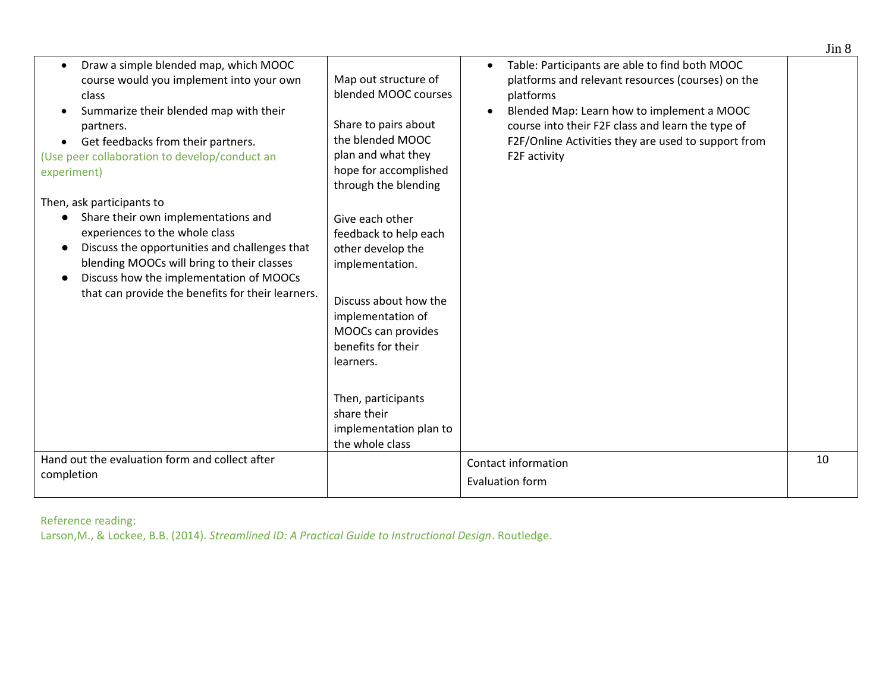| | | | |
|---|---|---|---|
| • Draw a simple blended map, which MOOC course would you implement into your own class<br>• Summarize their blended map with their partners.<br>• Get feedbacks from their partners.<br>(Use peer collaboration to develop/conduct an experiment)<br><br>Then, ask participants to<br>• Share their own implementations and experiences to the whole class<br>• Discuss the opportunities and challenges that blending MOOCs will bring to their classes<br>• Discuss how the implementation of MOOCs that can provide the benefits for their learners. | Map out structure of blended MOOC courses<br><br>Share to pairs about the blended MOOC plan and what they hope for accomplished through the blending<br><br>Give each other feedback to help each other develop the implementation.<br><br>Discuss about how the implementation of MOOCs can provides benefits for their learners.<br><br>Then, participants share their implementation plan to the whole class | • Table: Participants are able to find both MOOC platforms and relevant resources (courses) on the platforms<br>• Blended Map: Learn how to implement a MOOC course into their F2F class and learn the type of F2F/Online Activities they are used to support from F2F activity | |
| Hand out the evaluation form and collect after completion | | Contact information<br>Evaluation form | 10 |

Reference reading:
Larson,M., & Lockee, B.B. (2014). *Streamlined ID: A Practical Guide to Instructional Design*. Routledge.